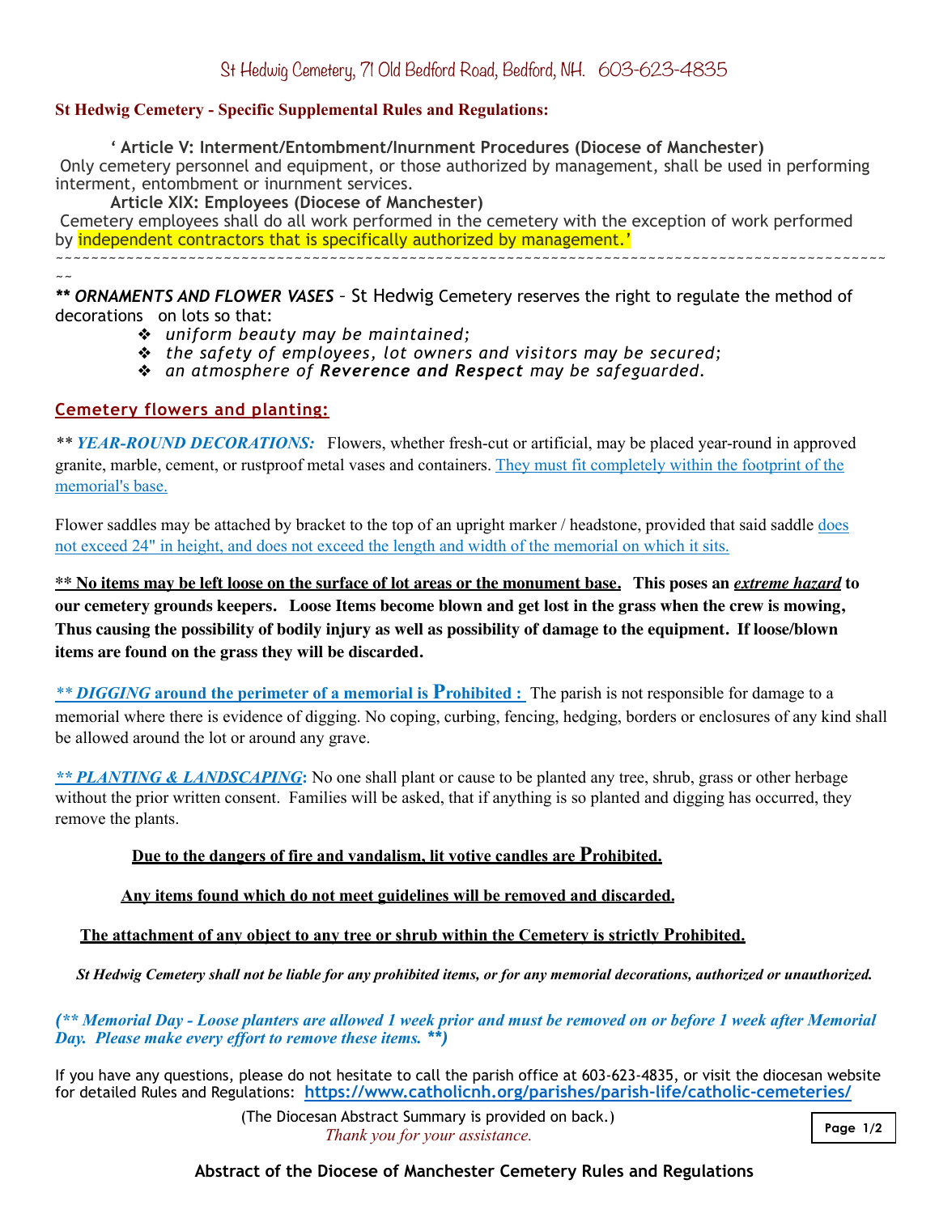St Hedwig Cemetery, 71 Old Bedford Road, Bedford, NH. 603-623-4835

## St Hedwig Cemetery - Specific Supplemental Rules and Regulations:

**' Article V: Interment/Entombment/Inurnment Procedures (Diocese of Manchester)**
Only cemetery personnel and equipment, or those authorized by management, shall be used in performing interment, entombment or inurnment services.

**Article XIX: Employees (Diocese of Manchester)**
Cemetery employees shall do all work performed in the cemetery with the exception of work performed by independent contractors that is specifically authorized by management.'

~~~~~~~~~~~~~~~~~~~~~~~~~~~~~~~~~~~~~~~~~~~~~~~~~~~~~~~~~~~~~~~~~~~~~~~~~~~~~~~~~~~~~~~~~~~~~~~~~~~

***\*\* ORNAMENTS AND FLOWER VASES*** – St Hedwig Cemetery reserves the right to regulate the method of decorations on lots so that:

- *uniform beauty may be maintained;*
- *the safety of employees, lot owners and visitors may be secured;*
- *an atmosphere of **Reverence and Respect** may be safeguarded.*

### Cemetery flowers and planting:

*\*\* **YEAR-ROUND DECORATIONS:*** Flowers, whether fresh-cut or artificial, may be placed year-round in approved granite, marble, cement, or rustproof metal vases and containers. They must fit completely within the footprint of the memorial's base.

Flower saddles may be attached by bracket to the top of an upright marker / headstone, provided that said saddle does not exceed 24" in height, and does not exceed the length and width of the memorial on which it sits.

**\*\* No items may be left loose on the surface of lot areas or the monument base. This poses an *extreme hazard* to our cemetery grounds keepers. Loose Items become blown and get lost in the grass when the crew is mowing, Thus causing the possibility of bodily injury as well as possibility of damage to the equipment. If loose/blown items are found on the grass they will be discarded.**

***\*\* DIGGING* around the perimeter of a memorial is Prohibited :** The parish is not responsible for damage to a memorial where there is evidence of digging. No coping, curbing, fencing, hedging, borders or enclosures of any kind shall be allowed around the lot or around any grave.

***\*\* PLANTING & LANDSCAPING*:** No one shall plant or cause to be planted any tree, shrub, grass or other herbage without the prior written consent. Families will be asked, that if anything is so planted and digging has occurred, they remove the plants.

**Due to the dangers of fire and vandalism, lit votive candles are Prohibited.**

**Any items found which do not meet guidelines will be removed and discarded.**

**The attachment of any object to any tree or shrub within the Cemetery is strictly Prohibited.**

***St Hedwig Cemetery shall not be liable for any prohibited items, or for any memorial decorations, authorized or unauthorized.***

***(\*\* Memorial Day - Loose planters are allowed 1 week prior and must be removed on or before 1 week after Memorial Day. Please make every effort to remove these items. \*\*)***

If you have any questions, please do not hesitate to call the parish office at 603-623-4835, or visit the diocesan website for detailed Rules and Regulations: **https://www.catholicnh.org/parishes/parish-life/catholic-cemeteries/**

(The Diocesan Abstract Summary is provided on back.)
*Thank you for your assistance.*

**Abstract of the Diocese of Manchester Cemetery Rules and Regulations**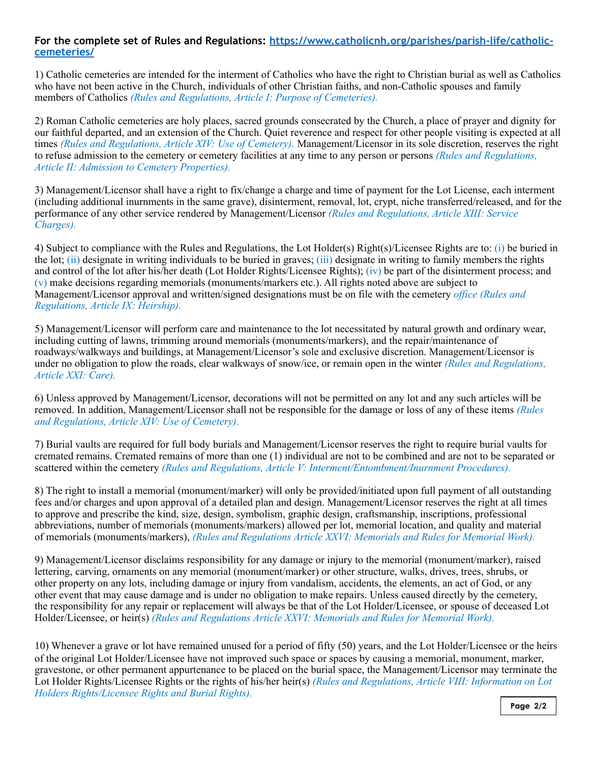**For the complete set of Rules and Regulations: [https://www.catholicnh.org/parishes/parish-life/catholic-cemeteries/](https://www.catholicnh.org/parishes/parish-life/catholic-cemeteries/)**

1) Catholic cemeteries are intended for the interment of Catholics who have the right to Christian burial as well as Catholics who have not been active in the Church, individuals of other Christian faiths, and non-Catholic spouses and family members of Catholics *(Rules and Regulations, Article I: Purpose of Cemeteries).*

2) Roman Catholic cemeteries are holy places, sacred grounds consecrated by the Church, a place of prayer and dignity for our faithful departed, and an extension of the Church. Quiet reverence and respect for other people visiting is expected at all times *(Rules and Regulations, Article XIV: Use of Cemetery).* Management/Licensor in its sole discretion, reserves the right to refuse admission to the cemetery or cemetery facilities at any time to any person or persons *(Rules and Regulations, Article II: Admission to Cemetery Properties).*

3) Management/Licensor shall have a right to fix/change a charge and time of payment for the Lot License, each interment (including additional inurnments in the same grave), disinterment, removal, lot, crypt, niche transferred/released, and for the performance of any other service rendered by Management/Licensor *(Rules and Regulations, Article XIII: Service Charges).*

4) Subject to compliance with the Rules and Regulations, the Lot Holder(s) Right(s)/Licensee Rights are to: (i) be buried in the lot; (ii) designate in writing individuals to be buried in graves; (iii) designate in writing to family members the rights and control of the lot after his/her death (Lot Holder Rights/Licensee Rights); (iv) be part of the disinterment process; and (v) make decisions regarding memorials (monuments/markers etc.). All rights noted above are subject to Management/Licensor approval and written/signed designations must be on file with the cemetery *office (Rules and Regulations, Article IX: Heirship).*

5) Management/Licensor will perform care and maintenance to the lot necessitated by natural growth and ordinary wear, including cutting of lawns, trimming around memorials (monuments/markers), and the repair/maintenance of roadways/walkways and buildings, at Management/Licensor's sole and exclusive discretion. Management/Licensor is under no obligation to plow the roads, clear walkways of snow/ice, or remain open in the winter *(Rules and Regulations, Article XXI: Care).*

6) Unless approved by Management/Licensor, decorations will not be permitted on any lot and any such articles will be removed. In addition, Management/Licensor shall not be responsible for the damage or loss of any of these items *(Rules and Regulations, Article XIV: Use of Cemetery).*

7) Burial vaults are required for full body burials and Management/Licensor reserves the right to require burial vaults for cremated remains. Cremated remains of more than one (1) individual are not to be combined and are not to be separated or scattered within the cemetery *(Rules and Regulations, Article V: Interment/Entombment/Inurnment Procedures).*

8) The right to install a memorial (monument/marker) will only be provided/initiated upon full payment of all outstanding fees and/or charges and upon approval of a detailed plan and design. Management/Licensor reserves the right at all times to approve and prescribe the kind, size, design, symbolism, graphic design, craftsmanship, inscriptions, professional abbreviations, number of memorials (monuments/markers) allowed per lot, memorial location, and quality and material of memorials (monuments/markers), *(Rules and Regulations Article XXVI: Memorials and Rules for Memorial Work).*

9) Management/Licensor disclaims responsibility for any damage or injury to the memorial (monument/marker), raised lettering, carving, ornaments on any memorial (monument/marker) or other structure, walks, drives, trees, shrubs, or other property on any lots, including damage or injury from vandalism, accidents, the elements, an act of God, or any other event that may cause damage and is under no obligation to make repairs. Unless caused directly by the cemetery, the responsibility for any repair or replacement will always be that of the Lot Holder/Licensee, or spouse of deceased Lot Holder/Licensee, or heir(s) *(Rules and Regulations Article XXVI: Memorials and Rules for Memorial Work).*

10) Whenever a grave or lot have remained unused for a period of fifty (50) years, and the Lot Holder/Licensee or the heirs of the original Lot Holder/Licensee have not improved such space or spaces by causing a memorial, monument, marker, gravestone, or other permanent appurtenance to be placed on the burial space, the Management/Licensor may terminate the Lot Holder Rights/Licensee Rights or the rights of his/her heir(s) *(Rules and Regulations, Article VIII: Information on Lot Holders Rights/Licensee Rights and Burial Rights).*